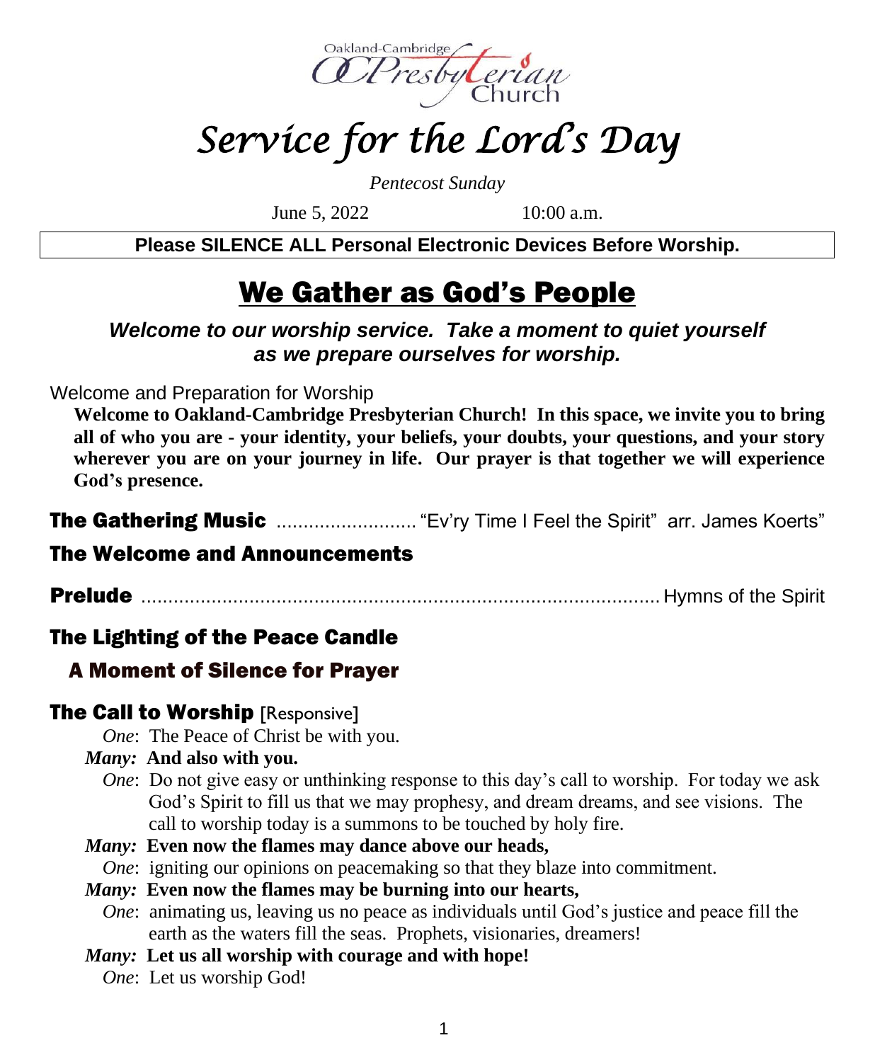Oakland-Cambridge Presbyterian Church

# *Service for the Lord's Day*

*Pentecost Sunday*

June 5, 2022 10:00 a.m.

**Please SILENCE ALL Personal Electronic Devices Before Worship.**

## We Gather as God's People

***Welcome to our worship service. Take a moment to quiet yourself as we prepare ourselves for worship.***

Welcome and Preparation for Worship

**Welcome to Oakland-Cambridge Presbyterian Church! In this space, we invite you to bring all of who you are - your identity, your beliefs, your doubts, your questions, and your story wherever you are on your journey in life. Our prayer is that together we will experience God's presence.**

**The Gathering Music** .......................... "Ev'ry Time I Feel the Spirit" arr. James Koerts"

**The Welcome and Announcements**

**Prelude** .................................................................................... Hymns of the Spirit

**The Lighting of the Peace Candle**

**A Moment of Silence for Prayer**

**The Call to Worship** [Responsive]

*One*: The Peace of Christ be with you.

*Many:* **And also with you.**

*One*: Do not give easy or unthinking response to this day's call to worship. For today we ask God's Spirit to fill us that we may prophesy, and dream dreams, and see visions. The call to worship today is a summons to be touched by holy fire.

*Many:* **Even now the flames may dance above our heads,**

*One*: igniting our opinions on peacemaking so that they blaze into commitment.

*Many:* **Even now the flames may be burning into our hearts,**

*One*: animating us, leaving us no peace as individuals until God's justice and peace fill the earth as the waters fill the seas. Prophets, visionaries, dreamers!

*Many:* **Let us all worship with courage and with hope!**

*One*: Let us worship God!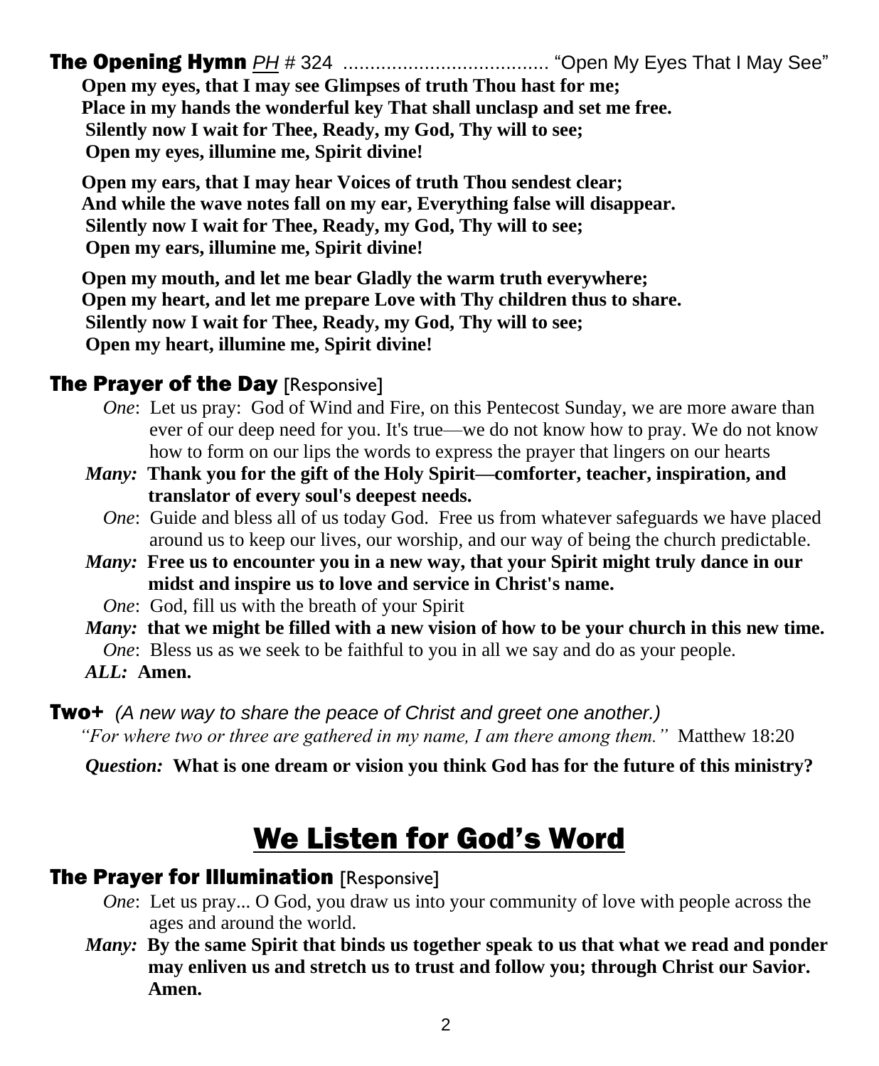### The Opening Hymn *PH* # 324 ...................................... "Open My Eyes That I May See"

**Open my eyes, that I may see Glimpses of truth Thou hast for me;**
**Place in my hands the wonderful key That shall unclasp and set me free.**
**Silently now I wait for Thee, Ready, my God, Thy will to see;**
**Open my eyes, illumine me, Spirit divine!**

**Open my ears, that I may hear Voices of truth Thou sendest clear;**
**And while the wave notes fall on my ear, Everything false will disappear.**
**Silently now I wait for Thee, Ready, my God, Thy will to see;**
**Open my ears, illumine me, Spirit divine!**

**Open my mouth, and let me bear Gladly the warm truth everywhere;**
**Open my heart, and let me prepare Love with Thy children thus to share.**
**Silently now I wait for Thee, Ready, my God, Thy will to see;**
**Open my heart, illumine me, Spirit divine!**

### The Prayer of the Day [Responsive]

*One*: Let us pray: God of Wind and Fire, on this Pentecost Sunday, we are more aware than ever of our deep need for you. It's true—we do not know how to pray. We do not know how to form on our lips the words to express the prayer that lingers on our hearts

*Many:* **Thank you for the gift of the Holy Spirit—comforter, teacher, inspiration, and translator of every soul's deepest needs.**

*One*: Guide and bless all of us today God. Free us from whatever safeguards we have placed around us to keep our lives, our worship, and our way of being the church predictable.

*Many:* **Free us to encounter you in a new way, that your Spirit might truly dance in our midst and inspire us to love and service in Christ's name.**

*One*: God, fill us with the breath of your Spirit

*Many:* **that we might be filled with a new vision of how to be your church in this new time.**

*One*: Bless us as we seek to be faithful to you in all we say and do as your people.

*ALL:* **Amen.**

### Two+ *(A new way to share the peace of Christ and greet one another.)*

*"For where two or three are gathered in my name, I am there among them."* Matthew 18:20

*Question:* **What is one dream or vision you think God has for the future of this ministry?**

## We Listen for God's Word

### The Prayer for Illumination [Responsive]

*One*: Let us pray... O God, you draw us into your community of love with people across the ages and around the world.

*Many:* **By the same Spirit that binds us together speak to us that what we read and ponder may enliven us and stretch us to trust and follow you; through Christ our Savior. Amen.**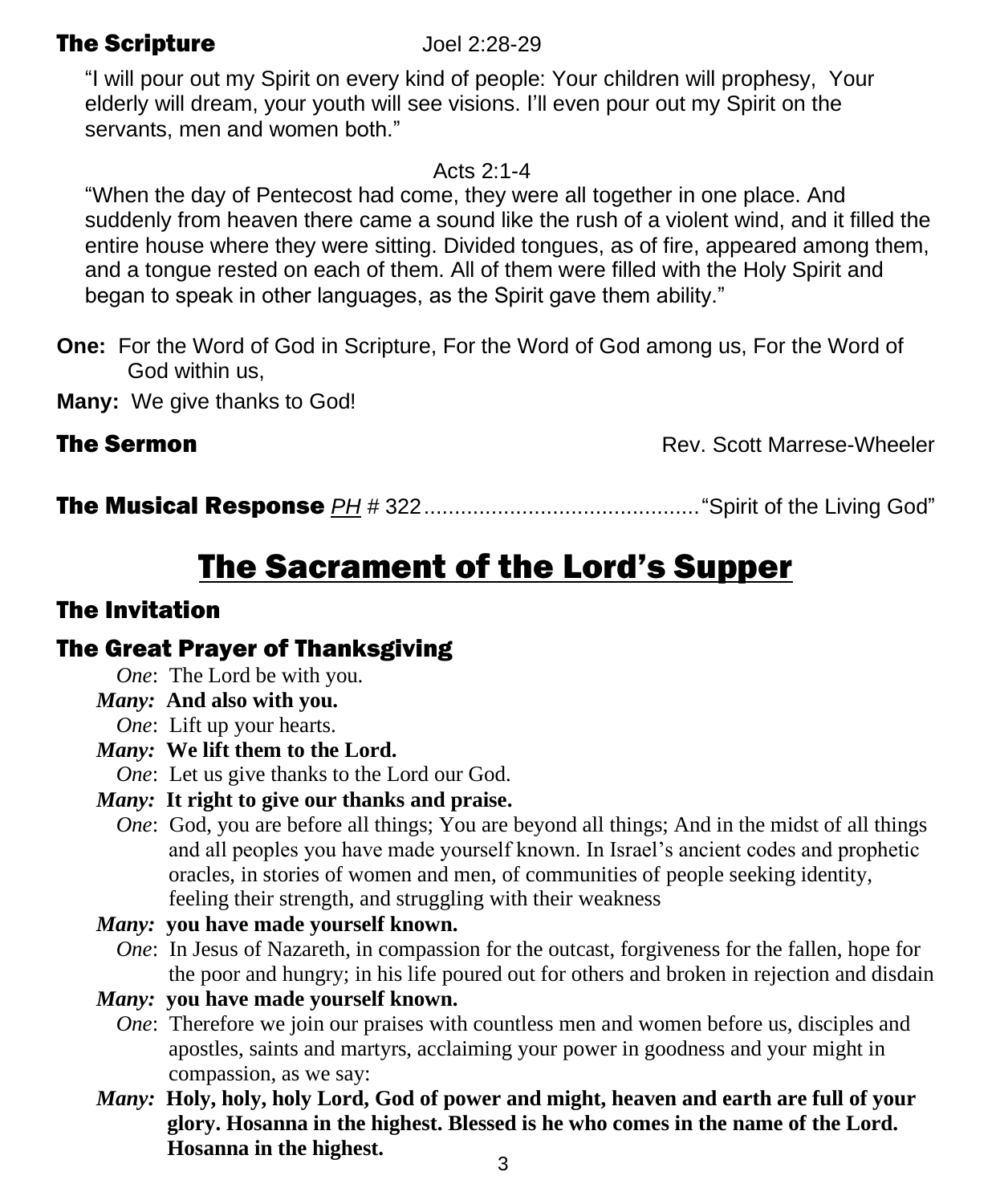## The Scripture

Joel 2:28-29

"I will pour out my Spirit on every kind of people: Your children will prophesy, Your elderly will dream, your youth will see visions. I'll even pour out my Spirit on the servants, men and women both."

Acts 2:1-4

"When the day of Pentecost had come, they were all together in one place. And suddenly from heaven there came a sound like the rush of a violent wind, and it filled the entire house where they were sitting. Divided tongues, as of fire, appeared among them, and a tongue rested on each of them. All of them were filled with the Holy Spirit and began to speak in other languages, as the Spirit gave them ability."

**One:** For the Word of God in Scripture, For the Word of God among us, For the Word of God within us,

**Many:** We give thanks to God!

## The Sermon

Rev. Scott Marrese-Wheeler

## The Musical Response *PH* # 322............................................"Spirit of the Living God"

# The Sacrament of the Lord's Supper

## The Invitation

## The Great Prayer of Thanksgiving

*One*: The Lord be with you.

***Many:*** **And also with you.**

*One*: Lift up your hearts.

***Many:*** **We lift them to the Lord.**

*One*: Let us give thanks to the Lord our God.

***Many:*** **It right to give our thanks and praise.**

*One*: God, you are before all things; You are beyond all things; And in the midst of all things and all peoples you have made yourself known. In Israel's ancient codes and prophetic oracles, in stories of women and men, of communities of people seeking identity, feeling their strength, and struggling with their weakness

***Many:*** **you have made yourself known.**

*One*: In Jesus of Nazareth, in compassion for the outcast, forgiveness for the fallen, hope for the poor and hungry; in his life poured out for others and broken in rejection and disdain

***Many:*** **you have made yourself known.**

*One*: Therefore we join our praises with countless men and women before us, disciples and apostles, saints and martyrs, acclaiming your power in goodness and your might in compassion, as we say:

***Many:*** **Holy, holy, holy Lord, God of power and might, heaven and earth are full of your glory. Hosanna in the highest. Blessed is he who comes in the name of the Lord. Hosanna in the highest.**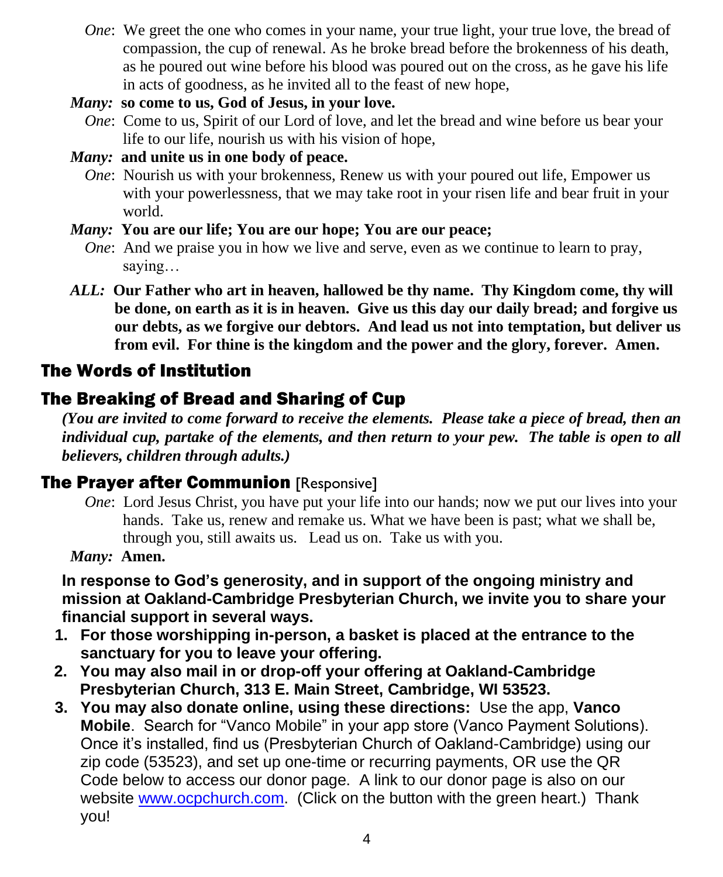*One*: We greet the one who comes in your name, your true light, your true love, the bread of compassion, the cup of renewal. As he broke bread before the brokenness of his death, as he poured out wine before his blood was poured out on the cross, as he gave his life in acts of goodness, as he invited all to the feast of new hope,

***Many:*** **so come to us, God of Jesus, in your love.**

*One*: Come to us, Spirit of our Lord of love, and let the bread and wine before us bear your life to our life, nourish us with his vision of hope,

***Many:*** **and unite us in one body of peace.**

*One*: Nourish us with your brokenness, Renew us with your poured out life, Empower us with your powerlessness, that we may take root in your risen life and bear fruit in your world.

***Many:*** **You are our life; You are our hope; You are our peace;**

*One*: And we praise you in how we live and serve, even as we continue to learn to pray, saying…

***ALL:*** **Our Father who art in heaven, hallowed be thy name. Thy Kingdom come, thy will be done, on earth as it is in heaven. Give us this day our daily bread; and forgive us our debts, as we forgive our debtors. And lead us not into temptation, but deliver us from evil. For thine is the kingdom and the power and the glory, forever. Amen.**

## The Words of Institution

## The Breaking of Bread and Sharing of Cup

***(You are invited to come forward to receive the elements. Please take a piece of bread, then an individual cup, partake of the elements, and then return to your pew. The table is open to all believers, children through adults.)***

## The Prayer after Communion [Responsive]

*One*: Lord Jesus Christ, you have put your life into our hands; now we put our lives into your hands. Take us, renew and remake us. What we have been is past; what we shall be, through you, still awaits us. Lead us on. Take us with you.

***Many:*** **Amen.**

**In response to God's generosity, and in support of the ongoing ministry and mission at Oakland-Cambridge Presbyterian Church, we invite you to share your financial support in several ways.**

1. **For those worshipping in-person, a basket is placed at the entrance to the sanctuary for you to leave your offering.**
2. **You may also mail in or drop-off your offering at Oakland-Cambridge Presbyterian Church, 313 E. Main Street, Cambridge, WI 53523.**
3. **You may also donate online, using these directions:** Use the app, **Vanco Mobile**. Search for "Vanco Mobile" in your app store (Vanco Payment Solutions). Once it's installed, find us (Presbyterian Church of Oakland-Cambridge) using our zip code (53523), and set up one-time or recurring payments, OR use the QR Code below to access our donor page. A link to our donor page is also on our website www.ocpchurch.com. (Click on the button with the green heart.) Thank you!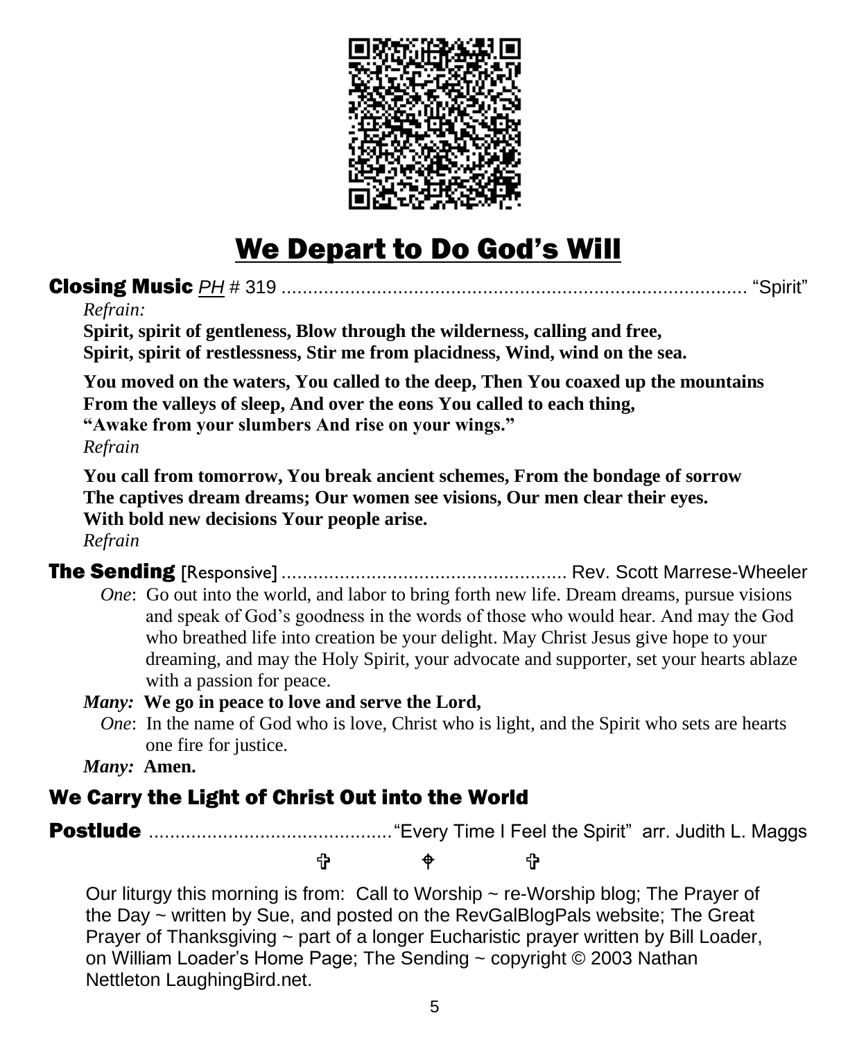# We Depart to Do God's Will

**Closing Music** *PH* # 319 .......................................................................................... "Spirit"

*Refrain:*

**Spirit, spirit of gentleness, Blow through the wilderness, calling and free,**
**Spirit, spirit of restlessness, Stir me from placidness, Wind, wind on the sea.**

**You moved on the waters, You called to the deep, Then You coaxed up the mountains**
**From the valleys of sleep, And over the eons You called to each thing,**
**"Awake from your slumbers And rise on your wings."**
*Refrain*

**You call from tomorrow, You break ancient schemes, From the bondage of sorrow**
**The captives dream dreams; Our women see visions, Our men clear their eyes.**
**With bold new decisions Your people arise.**
*Refrain*

**The Sending** [Responsive] ...................................................... Rev. Scott Marrese-Wheeler

*One*: Go out into the world, and labor to bring forth new life. Dream dreams, pursue visions and speak of God's goodness in the words of those who would hear. And may the God who breathed life into creation be your delight. May Christ Jesus give hope to your dreaming, and may the Holy Spirit, your advocate and supporter, set your hearts ablaze with a passion for peace.

***Many:*** **We go in peace to love and serve the Lord,**

*One*: In the name of God who is love, Christ who is light, and the Spirit who sets are hearts one fire for justice.

***Many:*** **Amen.**

## We Carry the Light of Christ Out into the World

**Postlude** ..............................................."Every Time I Feel the Spirit" arr. Judith L. Maggs

✞ ✠ ✞

Our liturgy this morning is from: Call to Worship ~ re-Worship blog; The Prayer of the Day ~ written by Sue, and posted on the RevGalBlogPals website; The Great Prayer of Thanksgiving ~ part of a longer Eucharistic prayer written by Bill Loader, on William Loader's Home Page; The Sending ~ copyright © 2003 Nathan Nettleton LaughingBird.net.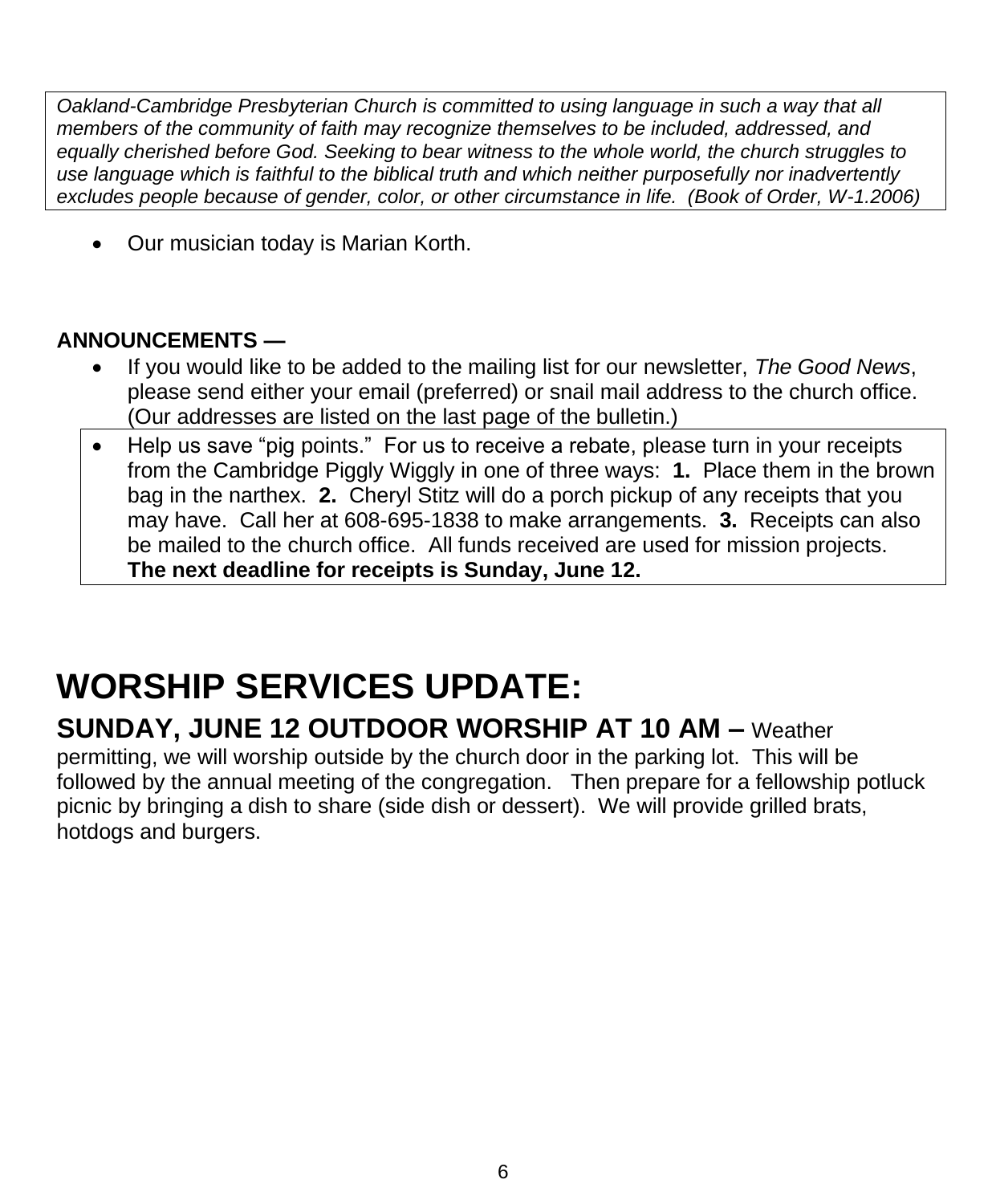*Oakland-Cambridge Presbyterian Church is committed to using language in such a way that all members of the community of faith may recognize themselves to be included, addressed, and equally cherished before God. Seeking to bear witness to the whole world, the church struggles to use language which is faithful to the biblical truth and which neither purposefully nor inadvertently excludes people because of gender, color, or other circumstance in life. (Book of Order, W-1.2006)*

- Our musician today is Marian Korth.

**ANNOUNCEMENTS —**

- If you would like to be added to the mailing list for our newsletter, *The Good News*, please send either your email (preferred) or snail mail address to the church office. (Our addresses are listed on the last page of the bulletin.)
- Help us save "pig points." For us to receive a rebate, please turn in your receipts from the Cambridge Piggly Wiggly in one of three ways: **1.** Place them in the brown bag in the narthex. **2.** Cheryl Stitz will do a porch pickup of any receipts that you may have. Call her at 608-695-1838 to make arrangements. **3.** Receipts can also be mailed to the church office. All funds received are used for mission projects. **The next deadline for receipts is Sunday, June 12.**

# WORSHIP SERVICES UPDATE:

**SUNDAY, JUNE 12 OUTDOOR WORSHIP AT 10 AM –** Weather permitting, we will worship outside by the church door in the parking lot. This will be followed by the annual meeting of the congregation. Then prepare for a fellowship potluck picnic by bringing a dish to share (side dish or dessert). We will provide grilled brats, hotdogs and burgers.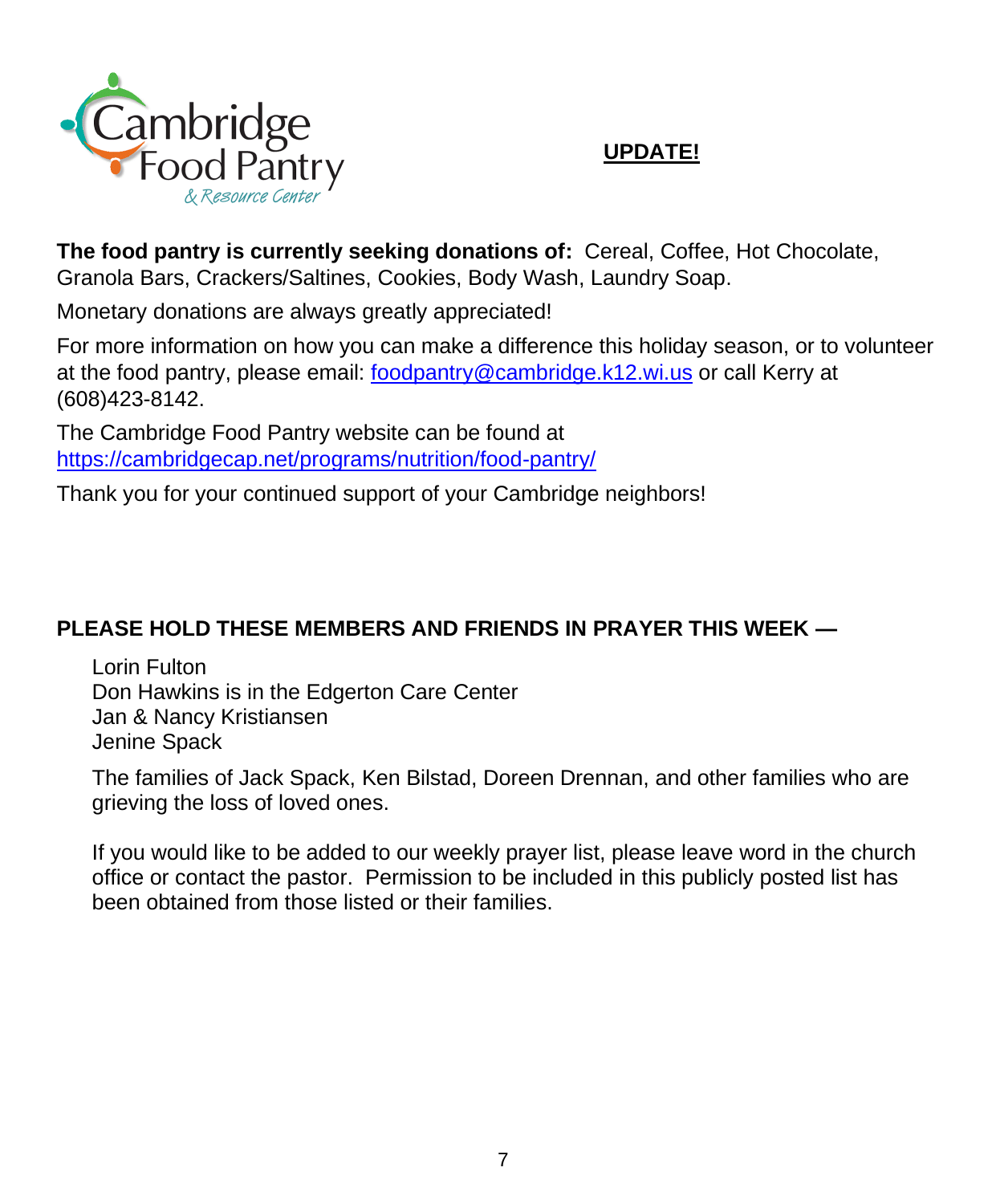Cambridge Food Pantry & Resource Center

**UPDATE!**

**The food pantry is currently seeking donations of:** Cereal, Coffee, Hot Chocolate, Granola Bars, Crackers/Saltines, Cookies, Body Wash, Laundry Soap.

Monetary donations are always greatly appreciated!

For more information on how you can make a difference this holiday season, or to volunteer at the food pantry, please email: foodpantry@cambridge.k12.wi.us or call Kerry at (608)423-8142.

The Cambridge Food Pantry website can be found at https://cambridgecap.net/programs/nutrition/food-pantry/

Thank you for your continued support of your Cambridge neighbors!

**PLEASE HOLD THESE MEMBERS AND FRIENDS IN PRAYER THIS WEEK —**

Lorin Fulton
Don Hawkins is in the Edgerton Care Center
Jan & Nancy Kristiansen
Jenine Spack

The families of Jack Spack, Ken Bilstad, Doreen Drennan, and other families who are grieving the loss of loved ones.

If you would like to be added to our weekly prayer list, please leave word in the church office or contact the pastor. Permission to be included in this publicly posted list has been obtained from those listed or their families.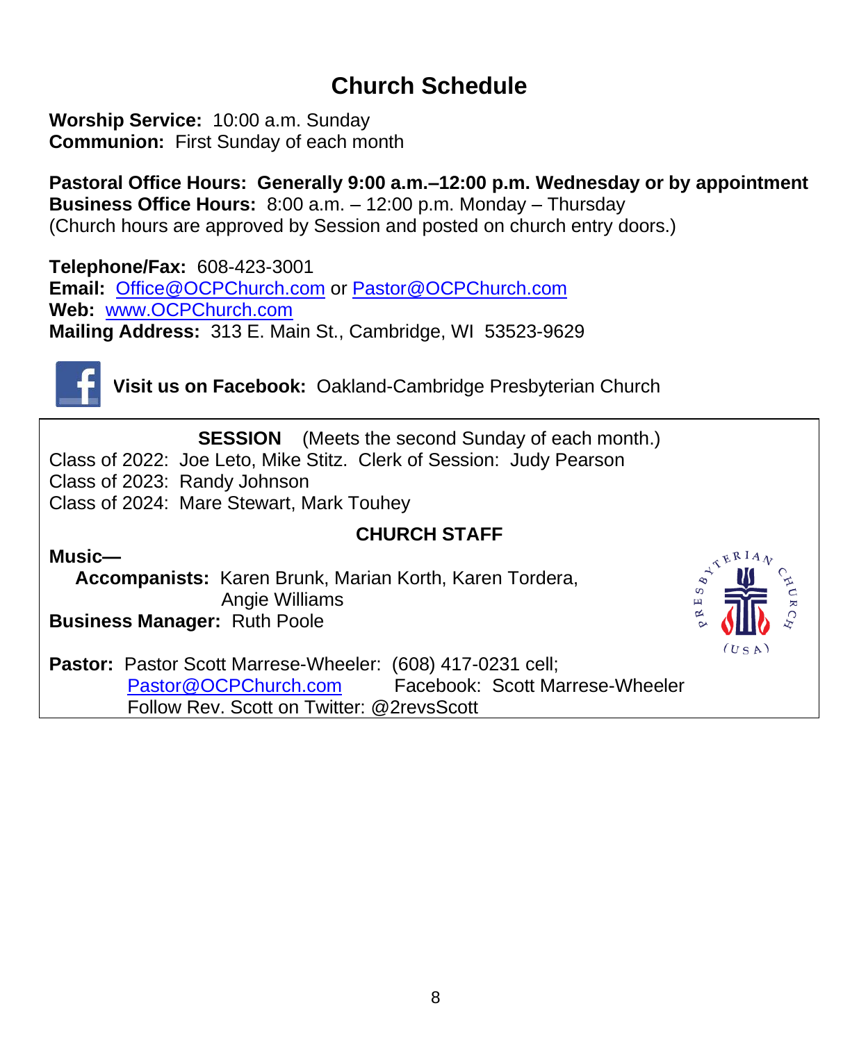# Church Schedule

**Worship Service:** 10:00 a.m. Sunday
**Communion:** First Sunday of each month

**Pastoral Office Hours: Generally 9:00 a.m.–12:00 p.m. Wednesday or by appointment**
**Business Office Hours:** 8:00 a.m. – 12:00 p.m. Monday – Thursday
(Church hours are approved by Session and posted on church entry doors.)

**Telephone/Fax:** 608-423-3001
**Email:** Office@OCPChurch.com or Pastor@OCPChurch.com
**Web:** www.OCPChurch.com
**Mailing Address:** 313 E. Main St., Cambridge, WI 53523-9629

**Visit us on Facebook:** Oakland-Cambridge Presbyterian Church

**SESSION** (Meets the second Sunday of each month.)
Class of 2022: Joe Leto, Mike Stitz. Clerk of Session: Judy Pearson
Class of 2023: Randy Johnson
Class of 2024: Mare Stewart, Mark Touhey

**CHURCH STAFF**

**Music—**
**Accompanists:** Karen Brunk, Marian Korth, Karen Tordera, Angie Williams
**Business Manager:** Ruth Poole

**Pastor:** Pastor Scott Marrese-Wheeler: (608) 417-0231 cell;
Pastor@OCPChurch.com Facebook: Scott Marrese-Wheeler
Follow Rev. Scott on Twitter: @2revsScott